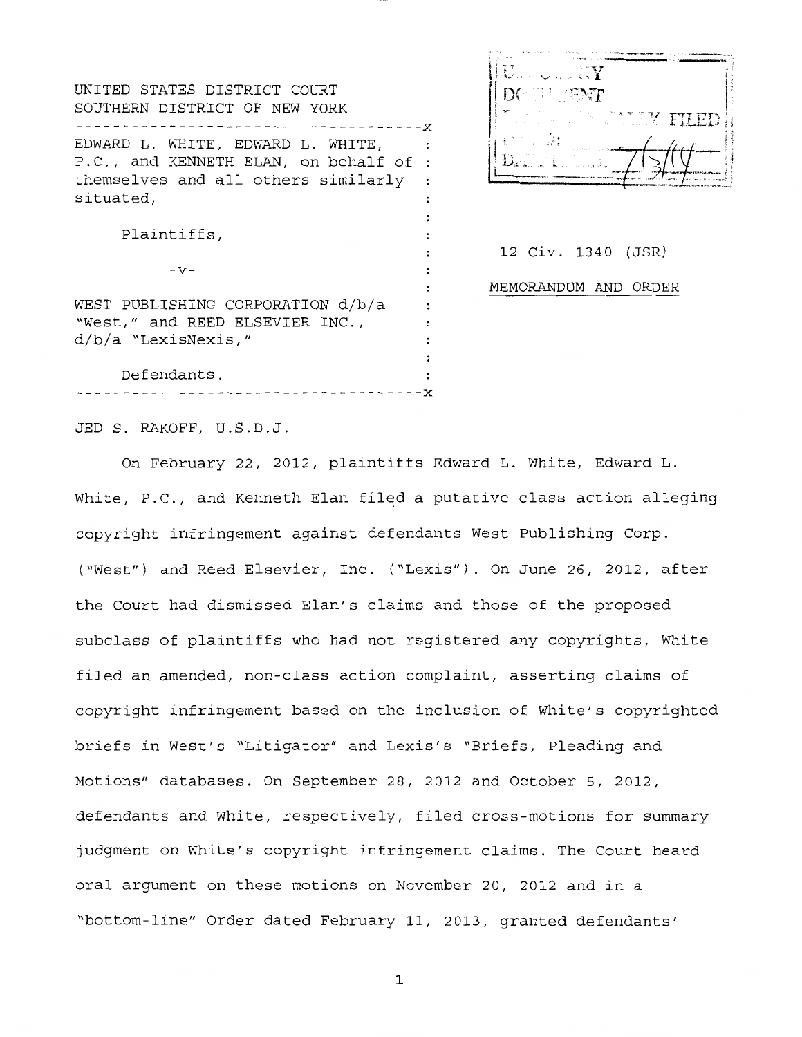UNITED STATES DISTRICT COURT
SOUTHERN DISTRICT OF NEW YORK

---

EDWARD L. WHITE, EDWARD L. WHITE, P.C., and KENNETH ELAN, on behalf of themselves and all others similarly situated,

Plaintiffs,

-v-

WEST PUBLISHING CORPORATION d/b/a "West," and REED ELSEVIER INC., d/b/a "LexisNexis,"

Defendants.

---

12 Civ. 1340 (JSR)

MEMORANDUM AND ORDER

USDC SDNY
DOCUMENT
ELECTRONICALLY FILED
DOC #:
DATE FILED: 7/3/14

JED S. RAKOFF, U.S.D.J.

On February 22, 2012, plaintiffs Edward L. White, Edward L. White, P.C., and Kenneth Elan filed a putative class action alleging copyright infringement against defendants West Publishing Corp. ("West") and Reed Elsevier, Inc. ("Lexis"). On June 26, 2012, after the Court had dismissed Elan's claims and those of the proposed subclass of plaintiffs who had not registered any copyrights, White filed an amended, non-class action complaint, asserting claims of copyright infringement based on the inclusion of White's copyrighted briefs in West's "Litigator" and Lexis's "Briefs, Pleading and Motions" databases. On September 28, 2012 and October 5, 2012, defendants and White, respectively, filed cross-motions for summary judgment on White's copyright infringement claims. The Court heard oral argument on these motions on November 20, 2012 and in a "bottom-line" Order dated February 11, 2013, granted defendants'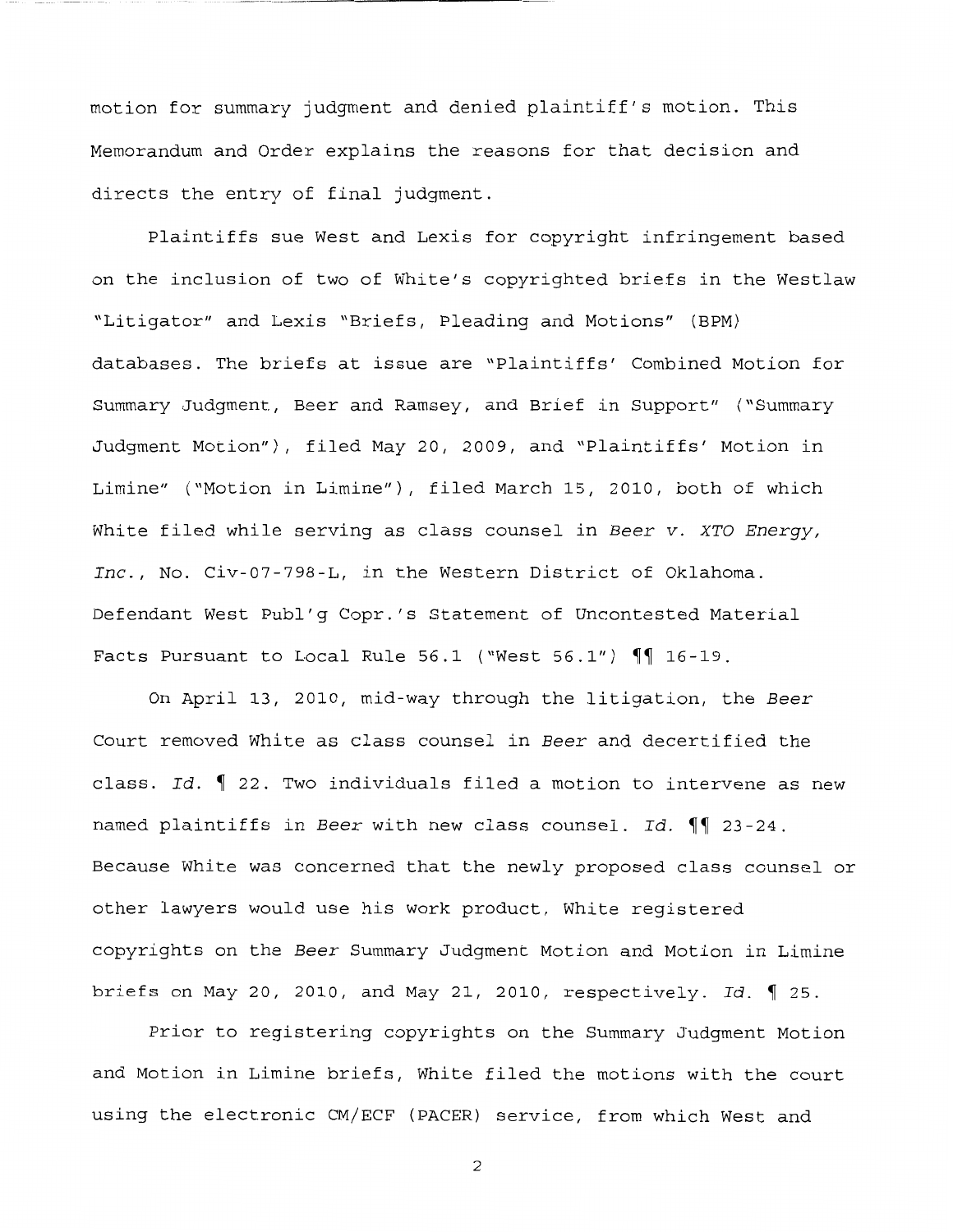motion for summary judgment and denied plaintiff's motion. This Memorandum and Order explains the reasons for that decision and directs the entry of final judgment.

Plaintiffs sue West and Lexis for copyright infringement based on the inclusion of two of White's copyrighted briefs in the Westlaw "Litigator" and Lexis "Briefs, Pleading and Motions" (BPM) databases. The briefs at issue are "Plaintiffs' Combined Motion for Summary Judgment, Beer and Ramsey, and Brief in Support" ("Summary Judgment Motion"), filed May 20, 2009, and "Plaintiffs' Motion in Limine" ("Motion in Limine"), filed March 15, 2010, both of which White filed while serving as class counsel in *Beer v. XTO Energy, Inc.*, No. Civ-07-798-L, in the Western District of Oklahoma. Defendant West Publ'g Copr.'s Statement of Uncontested Material Facts Pursuant to Local Rule 56.1 ("West 56.1") ¶¶ 16-19.

On April 13, 2010, mid-way through the litigation, the *Beer* Court removed White as class counsel in *Beer* and decertified the class. *Id.* ¶ 22. Two individuals filed a motion to intervene as new named plaintiffs in *Beer* with new class counsel. *Id.* ¶¶ 23-24. Because White was concerned that the newly proposed class counsel or other lawyers would use his work product, White registered copyrights on the *Beer* Summary Judgment Motion and Motion in Limine briefs on May 20, 2010, and May 21, 2010, respectively. *Id.* ¶ 25.

Prior to registering copyrights on the Summary Judgment Motion and Motion in Limine briefs, White filed the motions with the court using the electronic CM/ECF (PACER) service, from which West and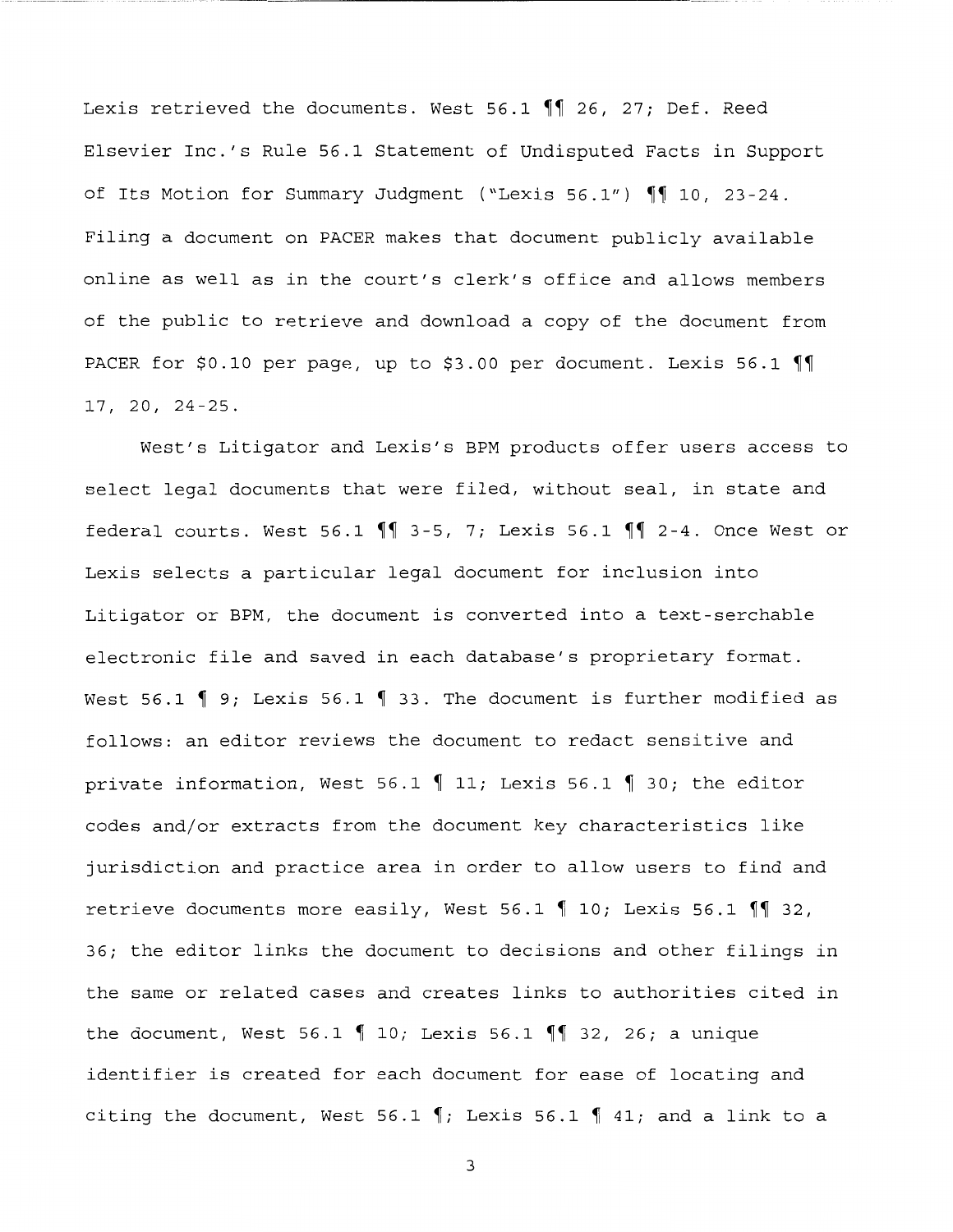Lexis retrieved the documents. West 56.1 ¶¶ 26, 27; Def. Reed Elsevier Inc.'s Rule 56.1 Statement of Undisputed Facts in Support of Its Motion for Summary Judgment ("Lexis 56.1") ¶¶ 10, 23-24. Filing a document on PACER makes that document publicly available online as well as in the court's clerk's office and allows members of the public to retrieve and download a copy of the document from PACER for $0.10 per page, up to $3.00 per document. Lexis 56.1 ¶¶ 17, 20, 24-25.

West's Litigator and Lexis's BPM products offer users access to select legal documents that were filed, without seal, in state and federal courts. West 56.1 ¶¶ 3-5, 7; Lexis 56.1 ¶¶ 2-4. Once West or Lexis selects a particular legal document for inclusion into Litigator or BPM, the document is converted into a text-serchable electronic file and saved in each database's proprietary format. West 56.1 ¶ 9; Lexis 56.1 ¶ 33. The document is further modified as follows: an editor reviews the document to redact sensitive and private information, West 56.1 ¶ 11; Lexis 56.1 ¶ 30; the editor codes and/or extracts from the document key characteristics like jurisdiction and practice area in order to allow users to find and retrieve documents more easily, West 56.1 ¶ 10; Lexis 56.1 ¶¶ 32, 36; the editor links the document to decisions and other filings in the same or related cases and creates links to authorities cited in the document, West 56.1 ¶ 10; Lexis 56.1 ¶¶ 32, 26; a unique identifier is created for each document for ease of locating and citing the document, West 56.1 ¶; Lexis 56.1 ¶ 41; and a link to a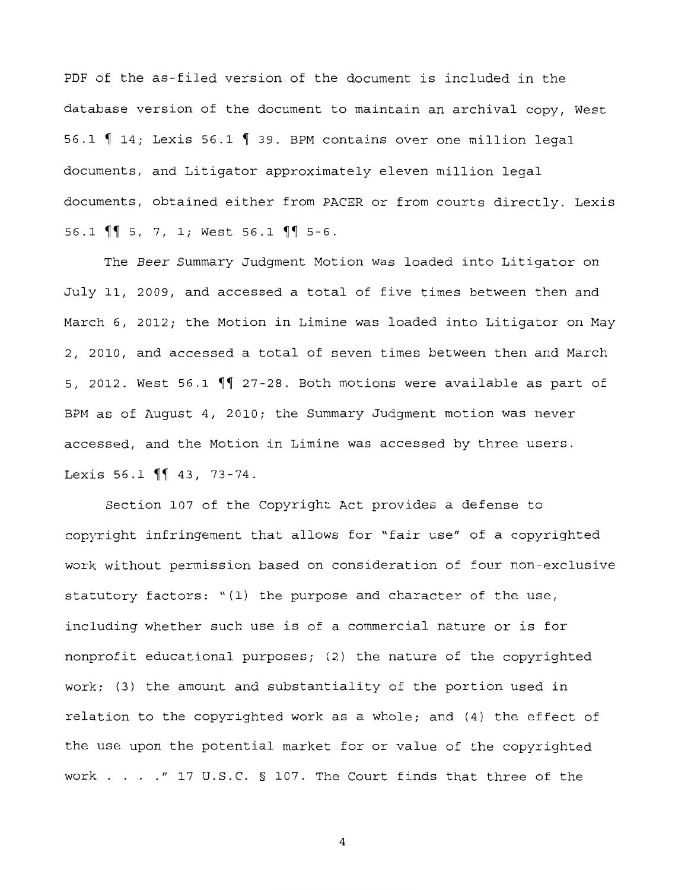PDF of the as-filed version of the document is included in the database version of the document to maintain an archival copy, West 56.1 ¶ 14; Lexis 56.1 ¶ 39. BPM contains over one million legal documents, and Litigator approximately eleven million legal documents, obtained either from PACER or from courts directly. Lexis 56.1 ¶¶ 5, 7, 1; West 56.1 ¶¶ 5-6.

The *Beer* Summary Judgment Motion was loaded into Litigator on July 11, 2009, and accessed a total of five times between then and March 6, 2012; the Motion in Limine was loaded into Litigator on May 2, 2010, and accessed a total of seven times between then and March 5, 2012. West 56.1 ¶¶ 27-28. Both motions were available as part of BPM as of August 4, 2010; the Summary Judgment motion was never accessed, and the Motion in Limine was accessed by three users. Lexis 56.1 ¶¶ 43, 73-74.

Section 107 of the Copyright Act provides a defense to copyright infringement that allows for "fair use" of a copyrighted work without permission based on consideration of four non-exclusive statutory factors: "(1) the purpose and character of the use, including whether such use is of a commercial nature or is for nonprofit educational purposes; (2) the nature of the copyrighted work; (3) the amount and substantiality of the portion used in relation to the copyrighted work as a whole; and (4) the effect of the use upon the potential market for or value of the copyrighted work . . . ." 17 U.S.C. § 107. The Court finds that three of the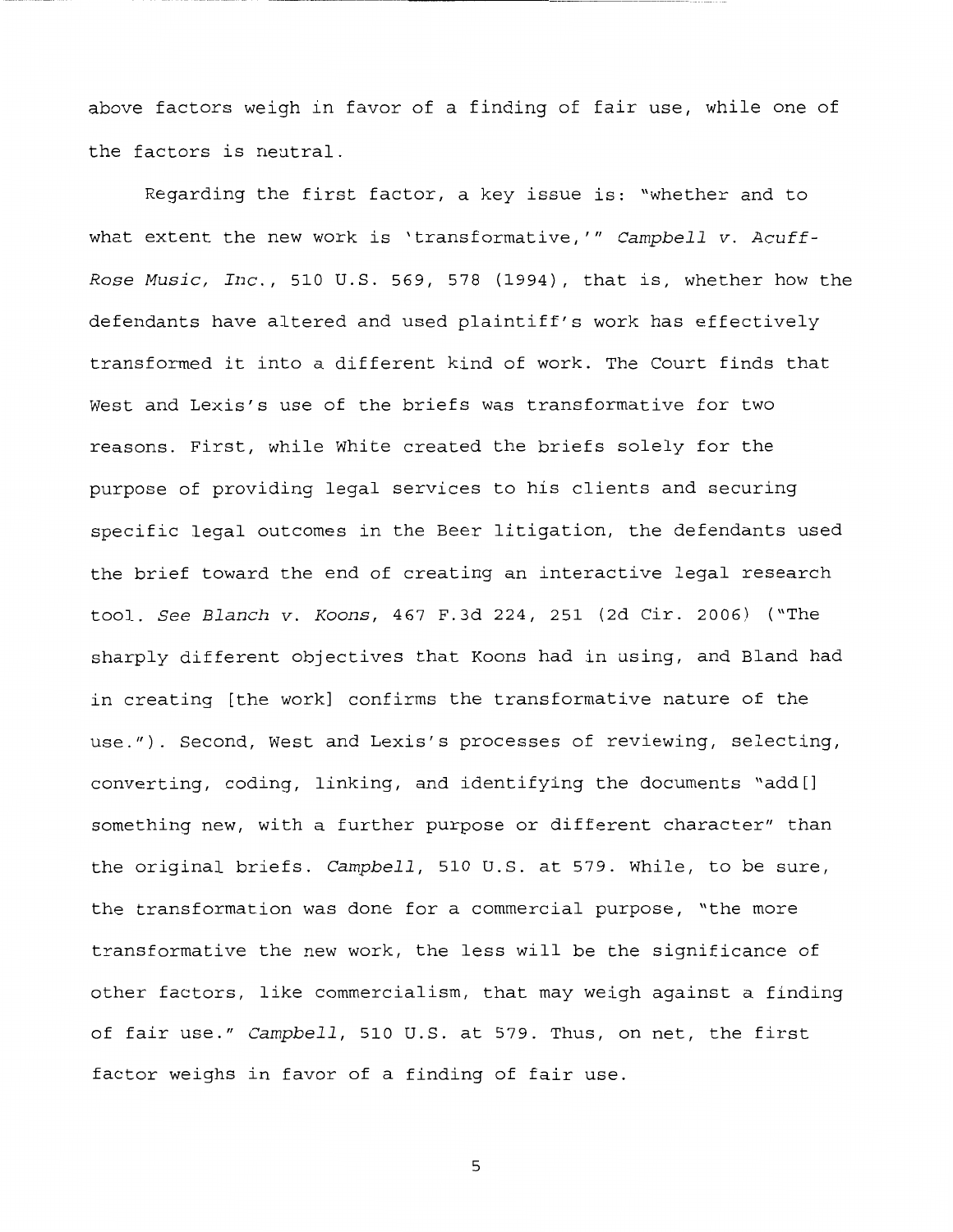above factors weigh in favor of a finding of fair use, while one of the factors is neutral.

Regarding the first factor, a key issue is: "whether and to what extent the new work is 'transformative,'" *Campbell v. Acuff-Rose Music, Inc.*, 510 U.S. 569, 578 (1994), that is, whether how the defendants have altered and used plaintiff's work has effectively transformed it into a different kind of work. The Court finds that West and Lexis's use of the briefs was transformative for two reasons. First, while White created the briefs solely for the purpose of providing legal services to his clients and securing specific legal outcomes in the Beer litigation, the defendants used the brief toward the end of creating an interactive legal research tool. *See Blanch v. Koons*, 467 F.3d 224, 251 (2d Cir. 2006) ("The sharply different objectives that Koons had in using, and Bland had in creating [the work] confirms the transformative nature of the use."). Second, West and Lexis's processes of reviewing, selecting, converting, coding, linking, and identifying the documents "add[] something new, with a further purpose or different character" than the original briefs. *Campbell*, 510 U.S. at 579. While, to be sure, the transformation was done for a commercial purpose, "the more transformative the new work, the less will be the significance of other factors, like commercialism, that may weigh against a finding of fair use." *Campbell*, 510 U.S. at 579. Thus, on net, the first factor weighs in favor of a finding of fair use.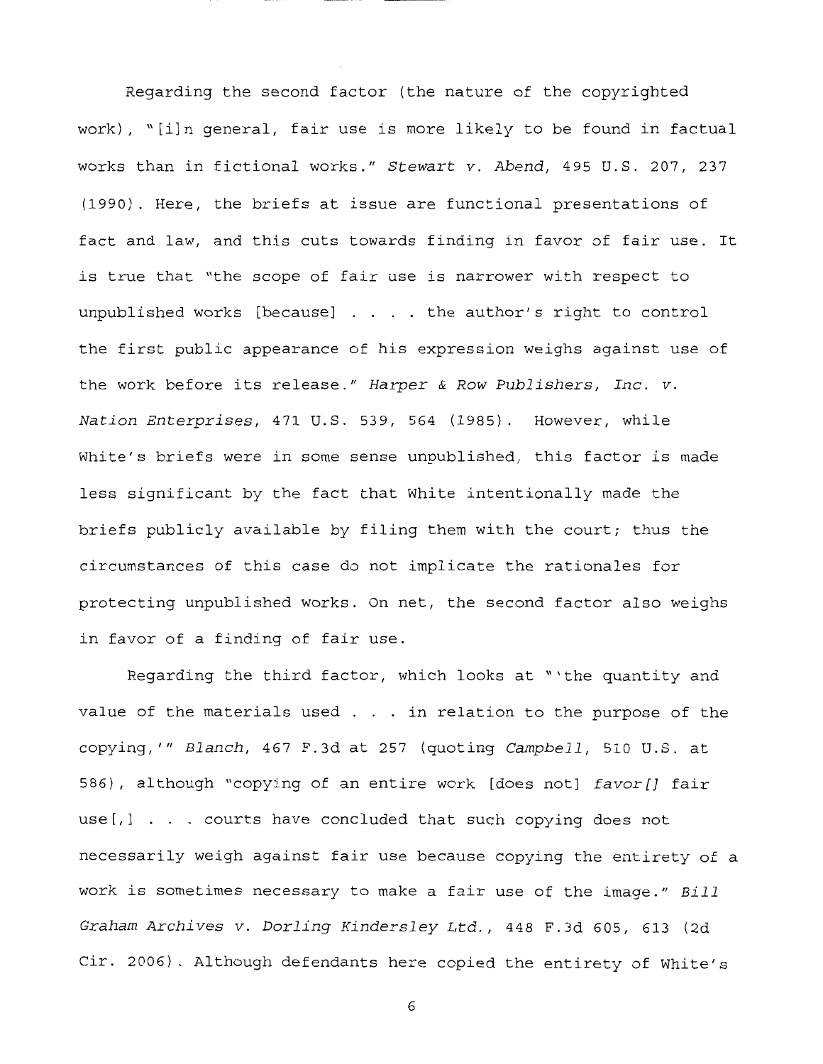Regarding the second factor (the nature of the copyrighted work), "[i]n general, fair use is more likely to be found in factual works than in fictional works." *Stewart v. Abend*, 495 U.S. 207, 237 (1990). Here, the briefs at issue are functional presentations of fact and law, and this cuts towards finding in favor of fair use. It is true that "the scope of fair use is narrower with respect to unpublished works [because] . . . . the author's right to control the first public appearance of his expression weighs against use of the work before its release." *Harper & Row Publishers, Inc. v. Nation Enterprises*, 471 U.S. 539, 564 (1985). However, while White's briefs were in some sense unpublished, this factor is made less significant by the fact that White intentionally made the briefs publicly available by filing them with the court; thus the circumstances of this case do not implicate the rationales for protecting unpublished works. On net, the second factor also weighs in favor of a finding of fair use.

Regarding the third factor, which looks at "'the quantity and value of the materials used . . . in relation to the purpose of the copying,'" *Blanch*, 467 F.3d at 257 (quoting *Campbell*, 510 U.S. at 586), although "copying of an entire work [does not] *favor[]* fair use[,] . . . courts have concluded that such copying does not necessarily weigh against fair use because copying the entirety of a work is sometimes necessary to make a fair use of the image." *Bill Graham Archives v. Dorling Kindersley Ltd.*, 448 F.3d 605, 613 (2d Cir. 2006). Although defendants here copied the entirety of White's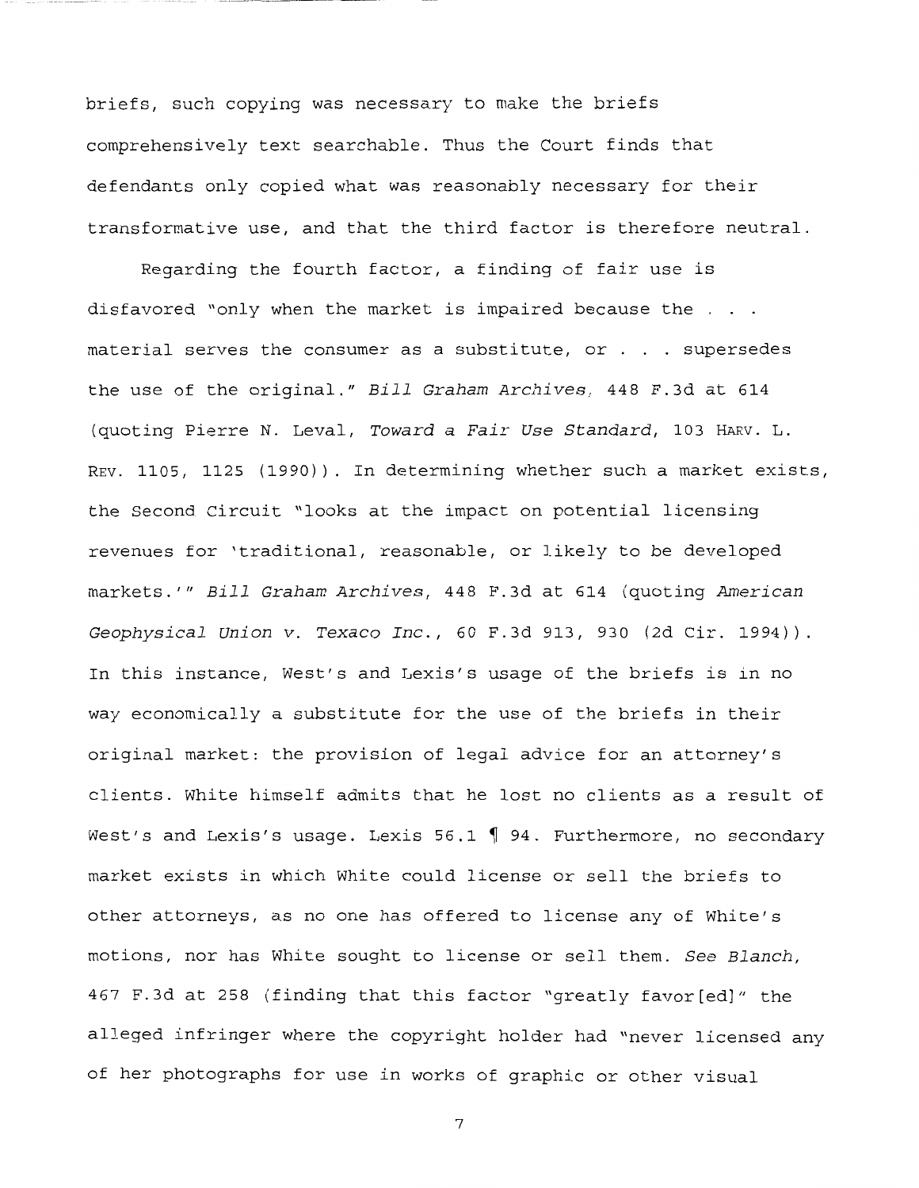briefs, such copying was necessary to make the briefs comprehensively text searchable. Thus the Court finds that defendants only copied what was reasonably necessary for their transformative use, and that the third factor is therefore neutral.

Regarding the fourth factor, a finding of fair use is disfavored "only when the market is impaired because the . . . material serves the consumer as a substitute, or . . . supersedes the use of the original." *Bill Graham Archives*, 448 F.3d at 614 (quoting Pierre N. Leval, *Toward a Fair Use Standard*, 103 HARV. L. REV. 1105, 1125 (1990)). In determining whether such a market exists, the Second Circuit "looks at the impact on potential licensing revenues for 'traditional, reasonable, or likely to be developed markets.'" *Bill Graham Archives*, 448 F.3d at 614 (quoting *American Geophysical Union v. Texaco Inc.*, 60 F.3d 913, 930 (2d Cir. 1994)). In this instance, West's and Lexis's usage of the briefs is in no way economically a substitute for the use of the briefs in their original market: the provision of legal advice for an attorney's clients. White himself admits that he lost no clients as a result of West's and Lexis's usage. Lexis 56.1 ¶ 94. Furthermore, no secondary market exists in which White could license or sell the briefs to other attorneys, as no one has offered to license any of White's motions, nor has White sought to license or sell them. *See Blanch*, 467 F.3d at 258 (finding that this factor "greatly favor[ed]" the alleged infringer where the copyright holder had "never licensed any of her photographs for use in works of graphic or other visual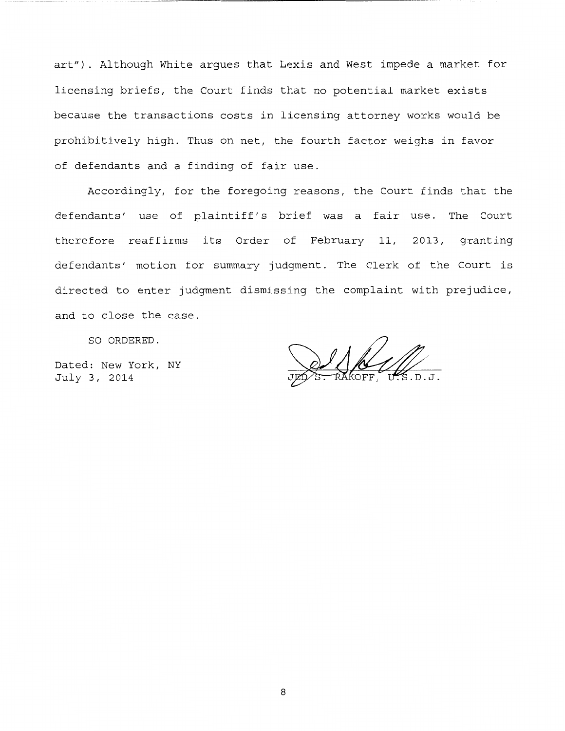art"). Although White argues that Lexis and West impede a market for licensing briefs, the Court finds that no potential market exists because the transactions costs in licensing attorney works would be prohibitively high. Thus on net, the fourth factor weighs in favor of defendants and a finding of fair use.

Accordingly, for the foregoing reasons, the Court finds that the defendants' use of plaintiff's brief was a fair use. The Court therefore reaffirms its Order of February 11, 2013, granting defendants' motion for summary judgment. The Clerk of the Court is directed to enter judgment dismissing the complaint with prejudice, and to close the case.

SO ORDERED.

Dated: New York, NY
July 3, 2014

JED S. RAKOFF, U.S.D.J.